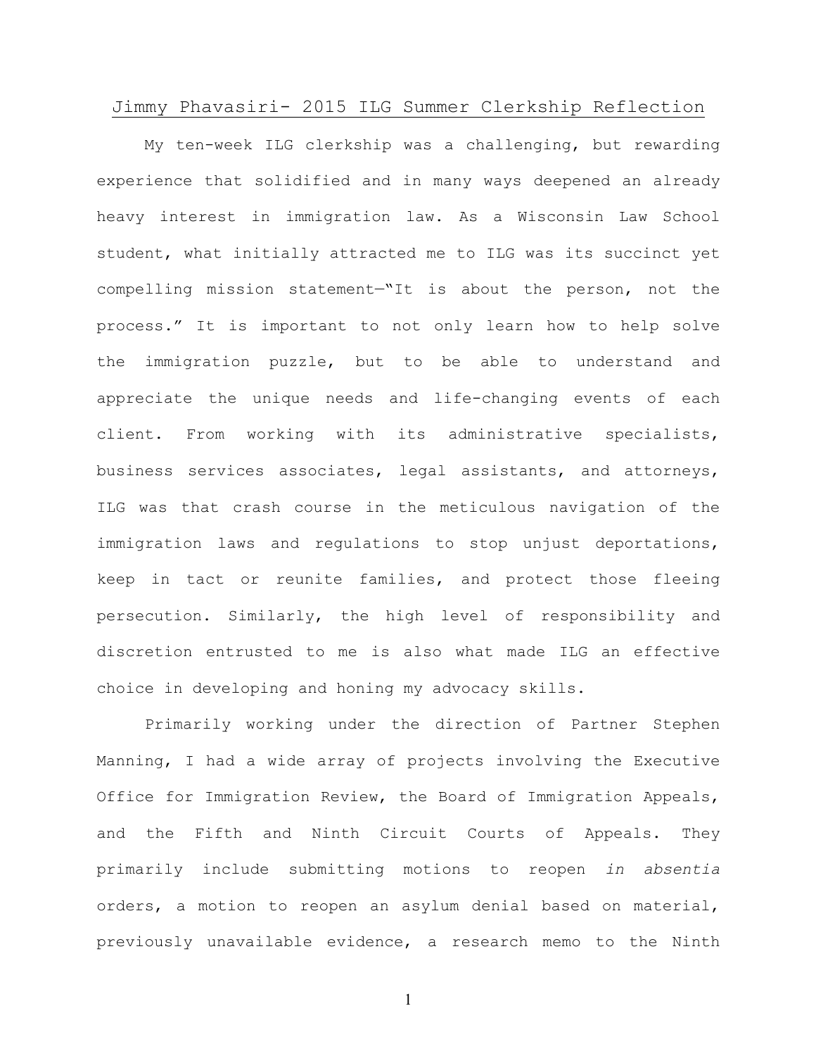# Jimmy Phavasiri- 2015 ILG Summer Clerkship Reflection

My ten-week ILG clerkship was a challenging, but rewarding experience that solidified and in many ways deepened an already heavy interest in immigration law. As a Wisconsin Law School student, what initially attracted me to ILG was its succinct yet compelling mission statement—"It is about the person, not the process." It is important to not only learn how to help solve the immigration puzzle, but to be able to understand and appreciate the unique needs and life-changing events of each client. From working with its administrative specialists, business services associates, legal assistants, and attorneys, ILG was that crash course in the meticulous navigation of the immigration laws and regulations to stop unjust deportations, keep in tact or reunite families, and protect those fleeing persecution. Similarly, the high level of responsibility and discretion entrusted to me is also what made ILG an effective choice in developing and honing my advocacy skills.

Primarily working under the direction of Partner Stephen Manning, I had a wide array of projects involving the Executive Office for Immigration Review, the Board of Immigration Appeals, and the Fifth and Ninth Circuit Courts of Appeals. They primarily include submitting motions to reopen *in absentia* orders, a motion to reopen an asylum denial based on material, previously unavailable evidence, a research memo to the Ninth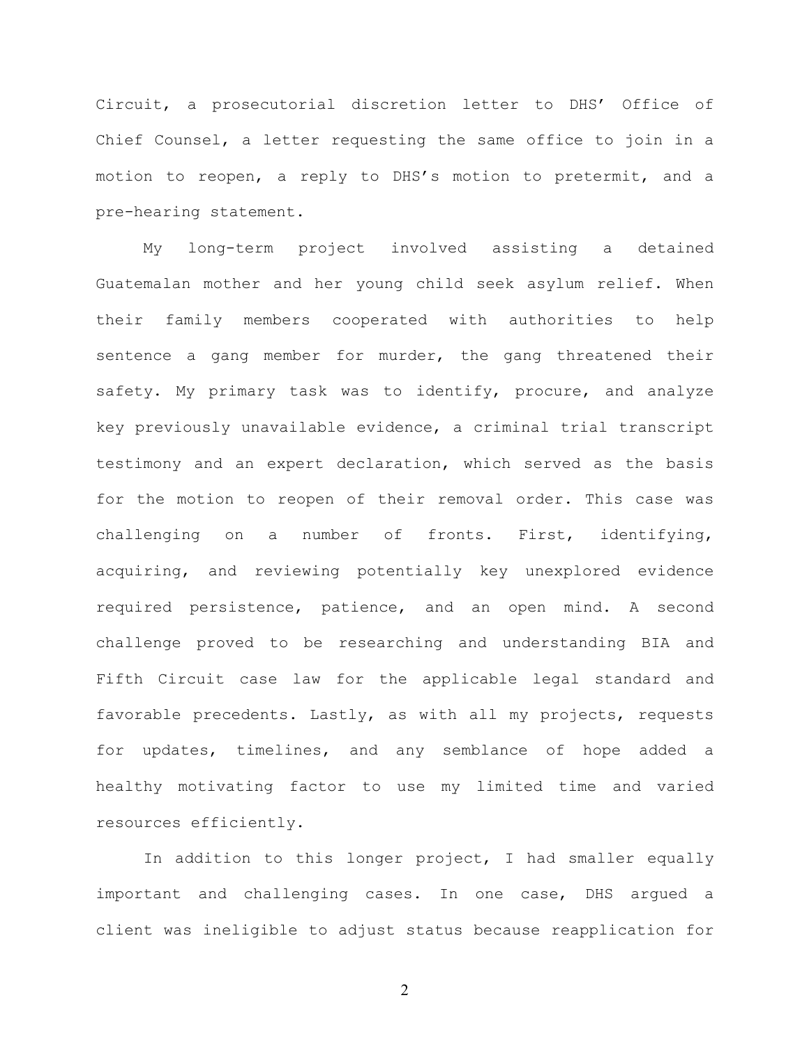Circuit, a prosecutorial discretion letter to DHS' Office of Chief Counsel, a letter requesting the same office to join in a motion to reopen, a reply to DHS's motion to pretermit, and a pre-hearing statement.

My long-term project involved assisting a detained Guatemalan mother and her young child seek asylum relief. When their family members cooperated with authorities to help sentence a gang member for murder, the gang threatened their safety. My primary task was to identify, procure, and analyze key previously unavailable evidence, a criminal trial transcript testimony and an expert declaration, which served as the basis for the motion to reopen of their removal order. This case was challenging on a number of fronts. First, identifying, acquiring, and reviewing potentially key unexplored evidence required persistence, patience, and an open mind. A second challenge proved to be researching and understanding BIA and Fifth Circuit case law for the applicable legal standard and favorable precedents. Lastly, as with all my projects, requests for updates, timelines, and any semblance of hope added a healthy motivating factor to use my limited time and varied resources efficiently.

In addition to this longer project, I had smaller equally important and challenging cases. In one case, DHS argued a client was ineligible to adjust status because reapplication for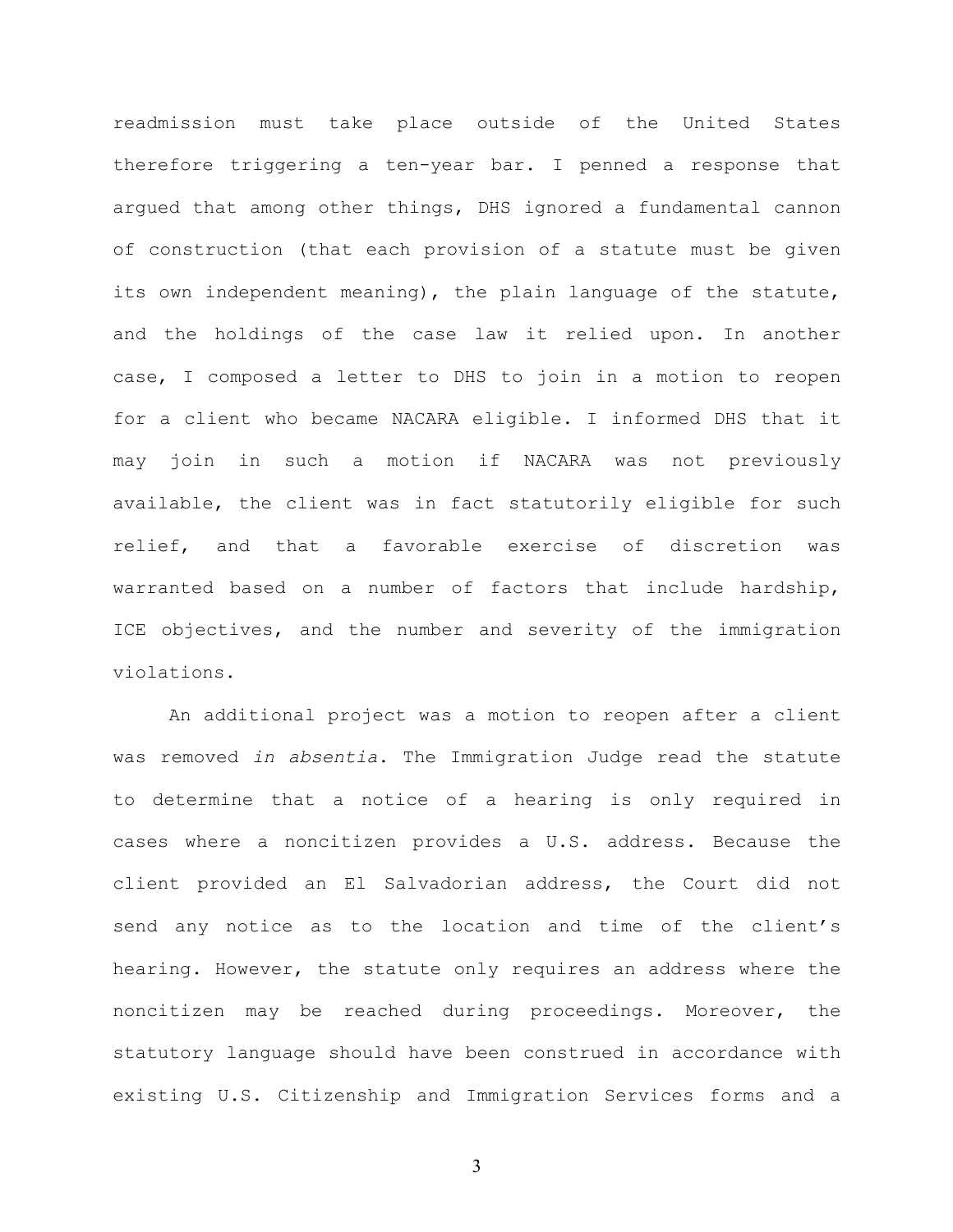readmission must take place outside of the United States therefore triggering a ten-year bar. I penned a response that argued that among other things, DHS ignored a fundamental cannon of construction (that each provision of a statute must be given its own independent meaning), the plain language of the statute, and the holdings of the case law it relied upon. In another case, I composed a letter to DHS to join in a motion to reopen for a client who became NACARA eligible. I informed DHS that it may join in such a motion if NACARA was not previously available, the client was in fact statutorily eligible for such relief, and that a favorable exercise of discretion was warranted based on a number of factors that include hardship, ICE objectives, and the number and severity of the immigration violations.

An additional project was a motion to reopen after a client was removed *in absentia*. The Immigration Judge read the statute to determine that a notice of a hearing is only required in cases where a noncitizen provides a U.S. address. Because the client provided an El Salvadorian address, the Court did not send any notice as to the location and time of the client's hearing. However, the statute only requires an address where the noncitizen may be reached during proceedings. Moreover, the statutory language should have been construed in accordance with existing U.S. Citizenship and Immigration Services forms and a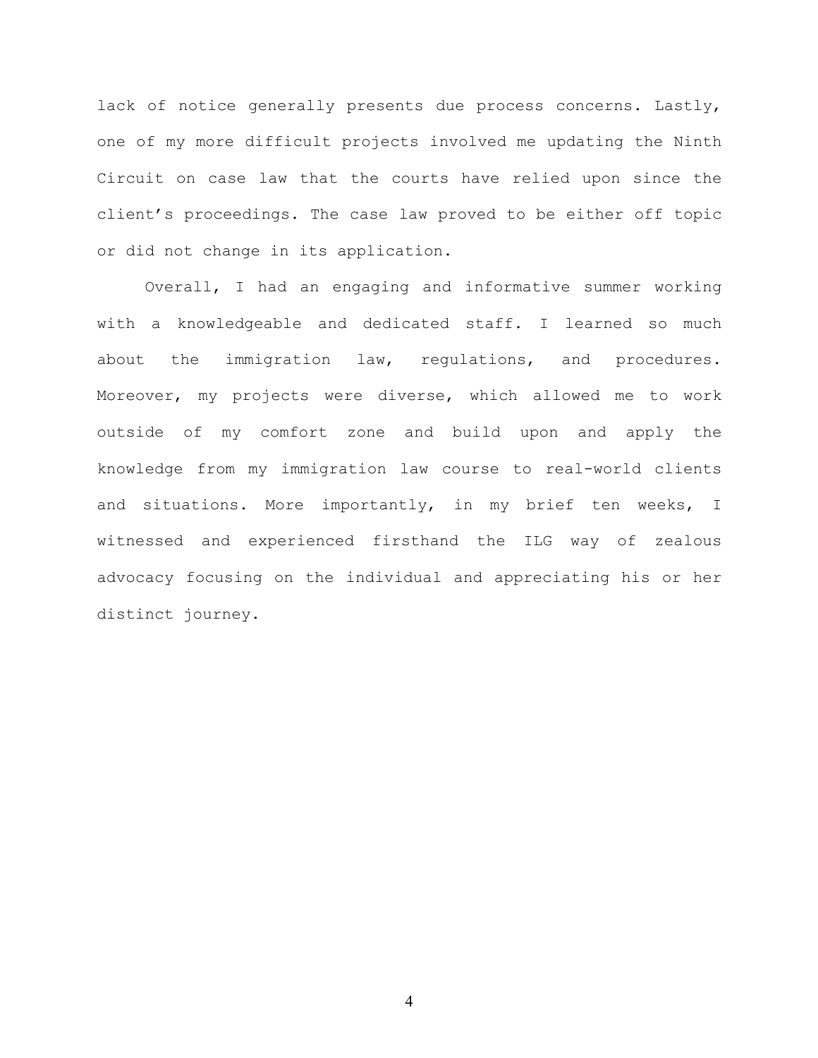lack of notice generally presents due process concerns. Lastly, one of my more difficult projects involved me updating the Ninth Circuit on case law that the courts have relied upon since the client's proceedings. The case law proved to be either off topic or did not change in its application.

Overall, I had an engaging and informative summer working with a knowledgeable and dedicated staff. I learned so much about the immigration law, regulations, and procedures. Moreover, my projects were diverse, which allowed me to work outside of my comfort zone and build upon and apply the knowledge from my immigration law course to real-world clients and situations. More importantly, in my brief ten weeks, I witnessed and experienced firsthand the ILG way of zealous advocacy focusing on the individual and appreciating his or her distinct journey.